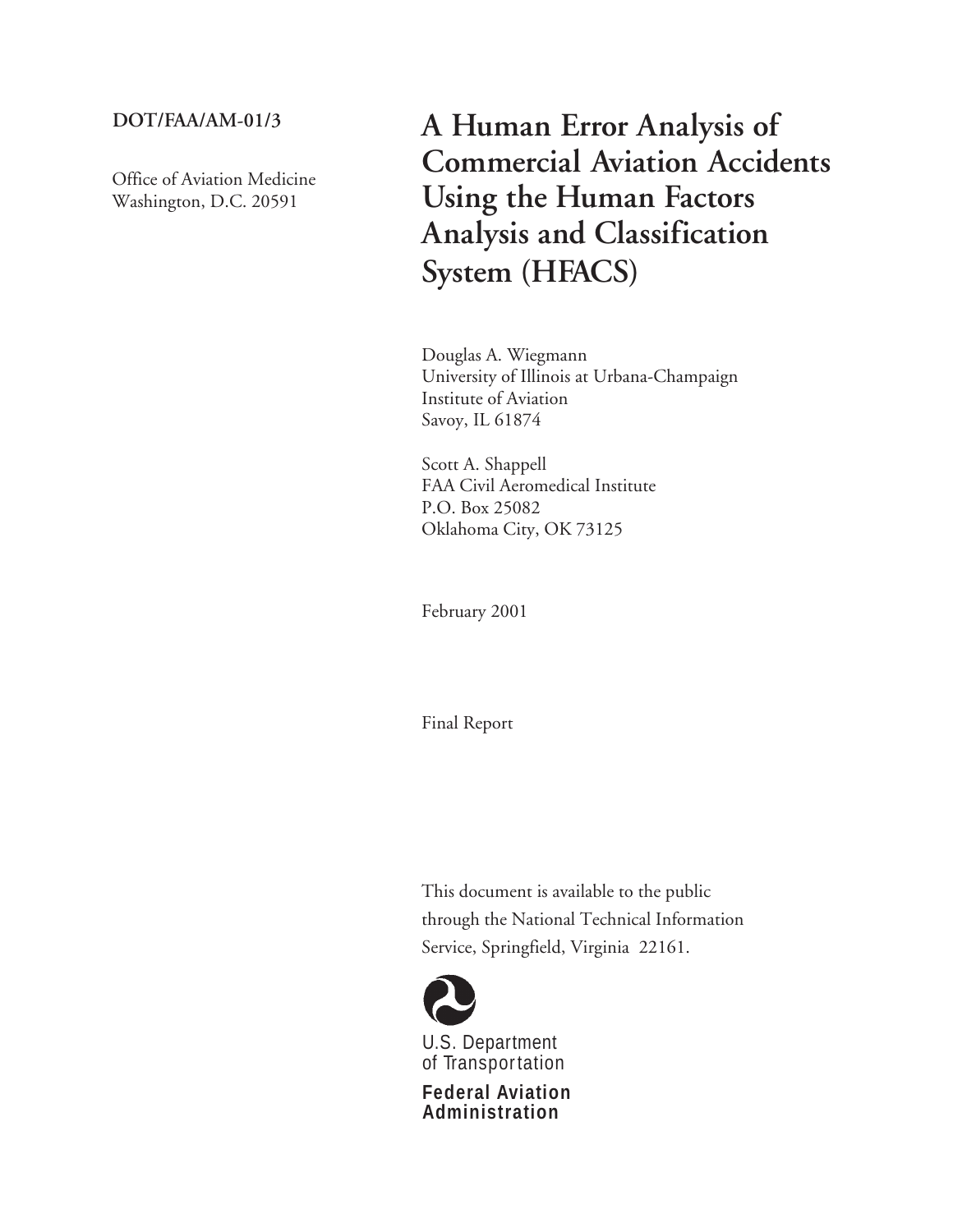**DOT/FAA/AM-01/3**

Office of Aviation Medicine
Washington, D.C. 20591

# A Human Error Analysis of Commercial Aviation Accidents Using the Human Factors Analysis and Classification System (HFACS)

Douglas A. Wiegmann
University of Illinois at Urbana-Champaign
Institute of Aviation
Savoy, IL 61874

Scott A. Shappell
FAA Civil Aeromedical Institute
P.O. Box 25082
Oklahoma City, OK 73125

February 2001

Final Report

This document is available to the public through the National Technical Information Service, Springfield, Virginia 22161.

U.S. Department of Transportation

**Federal Aviation Administration**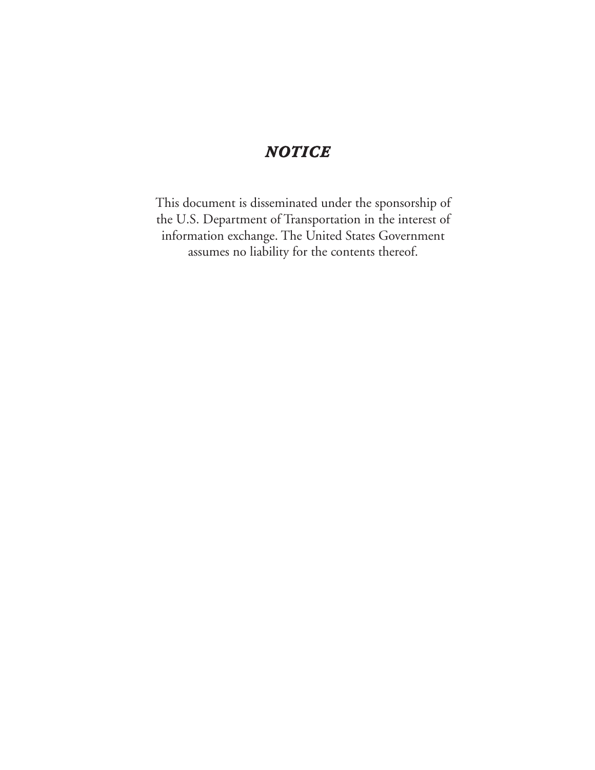# *NOTICE*

This document is disseminated under the sponsorship of the U.S. Department of Transportation in the interest of information exchange. The United States Government assumes no liability for the contents thereof.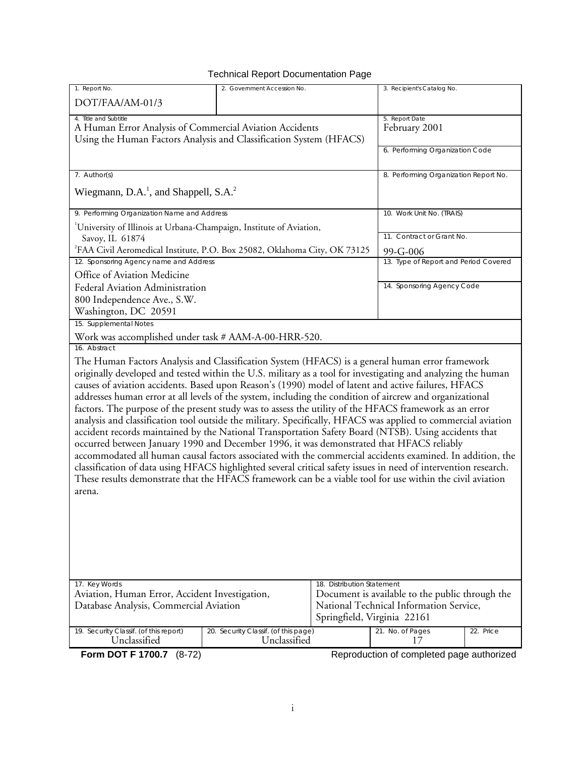# Technical Report Documentation Page

| 1. Report No. | 2. Government Accession No. | 3. Recipient's Catalog No. |
|---|---|---|
| DOT/FAA/AM-01/3 | | |

| 4. Title and Subtitle | 5. Report Date |
|---|---|
| A Human Error Analysis of Commercial Aviation Accidents Using the Human Factors Analysis and Classification System (HFACS) | February 2001 |
| | 6. Performing Organization Code |
| 7. Author(s) | 8. Performing Organization Report No. |
| Wiegmann, D.A.[1], and Shappell, S.A.[2] | |
| 9. Performing Organization Name and Address | 10. Work Unit No. (TRAIS) |
| [1]University of Illinois at Urbana-Champaign, Institute of Aviation, Savoy, IL 61874 | 11. Contract or Grant No. |
| [2]FAA Civil Aeromedical Institute, P.O. Box 25082, Oklahoma City, OK 73125 | 99-G-006 |
| 12. Sponsoring Agency name and Address | 13. Type of Report and Period Covered |
| Office of Aviation Medicine<br>Federal Aviation Administration<br>800 Independence Ave., S.W.<br>Washington, DC 20591 | |
| | 14. Sponsoring Agency Code |

15. Supplemental Notes

Work was accomplished under task # AAM-A-00-HRR-520.

16. Abstract

The Human Factors Analysis and Classification System (HFACS) is a general human error framework originally developed and tested within the U.S. military as a tool for investigating and analyzing the human causes of aviation accidents. Based upon Reason's (1990) model of latent and active failures, HFACS addresses human error at all levels of the system, including the condition of aircrew and organizational factors. The purpose of the present study was to assess the utility of the HFACS framework as an error analysis and classification tool outside the military. Specifically, HFACS was applied to commercial aviation accident records maintained by the National Transportation Safety Board (NTSB). Using accidents that occurred between January 1990 and December 1996, it was demonstrated that HFACS reliably accommodated all human causal factors associated with the commercial accidents examined. In addition, the classification of data using HFACS highlighted several critical safety issues in need of intervention research. These results demonstrate that the HFACS framework can be a viable tool for use within the civil aviation arena.

| 17. Key Words | 18. Distribution Statement |
|---|---|
| Aviation, Human Error, Accident Investigation, Database Analysis, Commercial Aviation | Document is available to the public through the National Technical Information Service, Springfield, Virginia 22161 |

| 19. Security Classif. (of this report) | 20. Security Classif. (of this page) | 21. No. of Pages | 22. Price |
|---|---|---|---|
| Unclassified | Unclassified | 17 | |

**Form DOT F 1700.7** (8-72) Reproduction of completed page authorized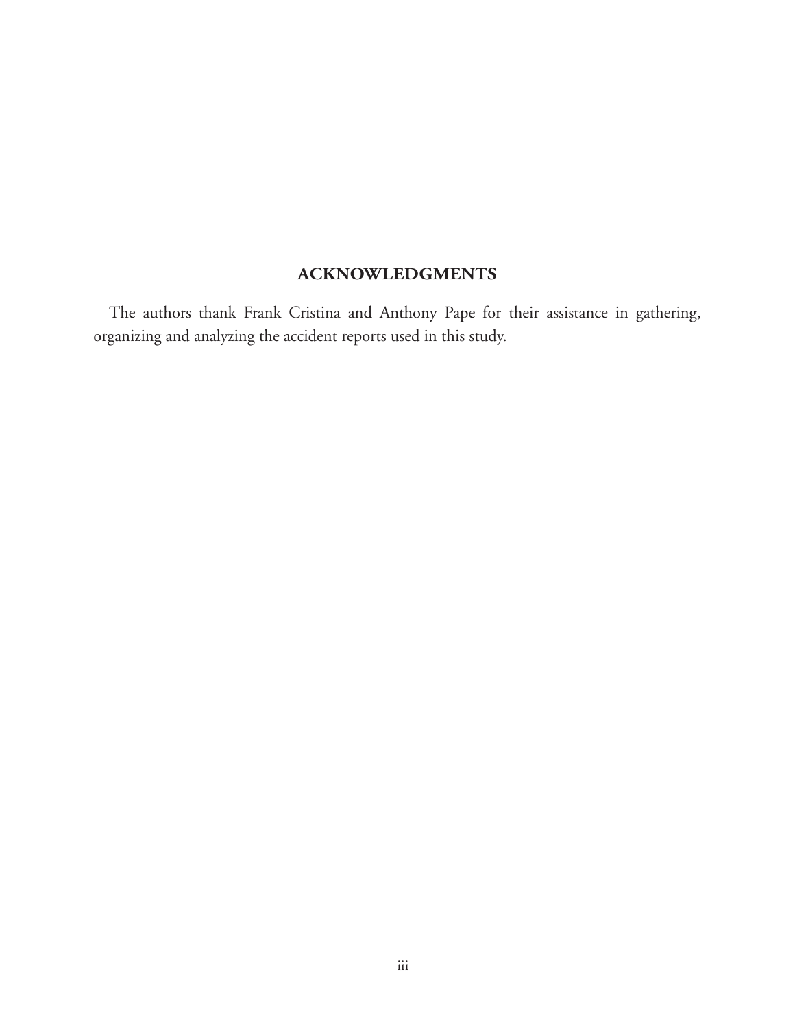## ACKNOWLEDGMENTS

The authors thank Frank Cristina and Anthony Pape for their assistance in gathering, organizing and analyzing the accident reports used in this study.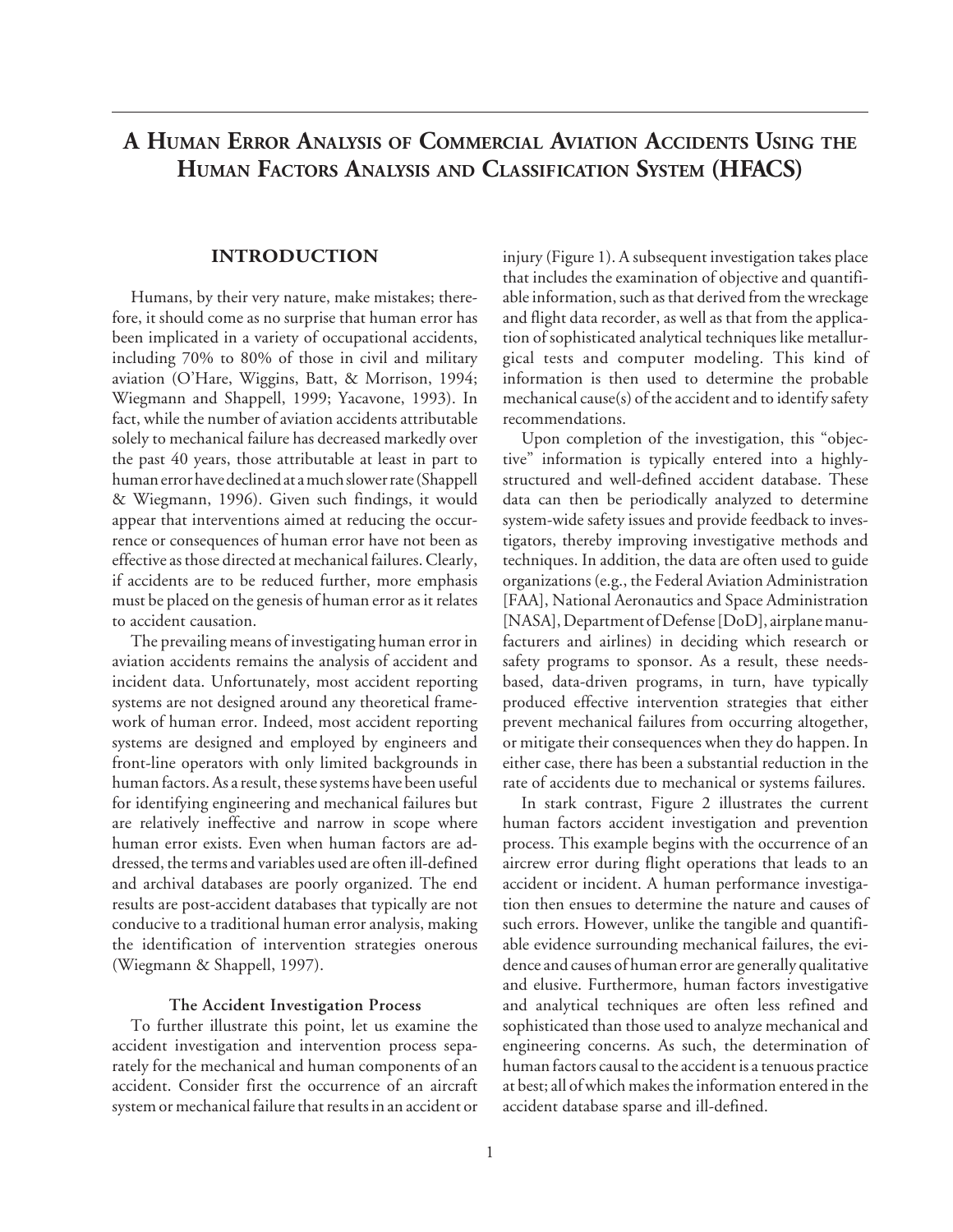# A Human Error Analysis of Commercial Aviation Accidents Using the Human Factors Analysis and Classification System (HFACS)

## INTRODUCTION

Humans, by their very nature, make mistakes; therefore, it should come as no surprise that human error has been implicated in a variety of occupational accidents, including 70% to 80% of those in civil and military aviation (O'Hare, Wiggins, Batt, & Morrison, 1994; Wiegmann and Shappell, 1999; Yacavone, 1993). In fact, while the number of aviation accidents attributable solely to mechanical failure has decreased markedly over the past 40 years, those attributable at least in part to human error have declined at a much slower rate (Shappell & Wiegmann, 1996). Given such findings, it would appear that interventions aimed at reducing the occurrence or consequences of human error have not been as effective as those directed at mechanical failures. Clearly, if accidents are to be reduced further, more emphasis must be placed on the genesis of human error as it relates to accident causation.

The prevailing means of investigating human error in aviation accidents remains the analysis of accident and incident data. Unfortunately, most accident reporting systems are not designed around any theoretical framework of human error. Indeed, most accident reporting systems are designed and employed by engineers and front-line operators with only limited backgrounds in human factors. As a result, these systems have been useful for identifying engineering and mechanical failures but are relatively ineffective and narrow in scope where human error exists. Even when human factors are addressed, the terms and variables used are often ill-defined and archival databases are poorly organized. The end results are post-accident databases that typically are not conducive to a traditional human error analysis, making the identification of intervention strategies onerous (Wiegmann & Shappell, 1997).

### The Accident Investigation Process

To further illustrate this point, let us examine the accident investigation and intervention process separately for the mechanical and human components of an accident. Consider first the occurrence of an aircraft system or mechanical failure that results in an accident or injury (Figure 1). A subsequent investigation takes place that includes the examination of objective and quantifiable information, such as that derived from the wreckage and flight data recorder, as well as that from the application of sophisticated analytical techniques like metallurgical tests and computer modeling. This kind of information is then used to determine the probable mechanical cause(s) of the accident and to identify safety recommendations.

Upon completion of the investigation, this "objective" information is typically entered into a highly-structured and well-defined accident database. These data can then be periodically analyzed to determine system-wide safety issues and provide feedback to investigators, thereby improving investigative methods and techniques. In addition, the data are often used to guide organizations (e.g., the Federal Aviation Administration [FAA], National Aeronautics and Space Administration [NASA], Department of Defense [DoD], airplane manufacturers and airlines) in deciding which research or safety programs to sponsor. As a result, these needs-based, data-driven programs, in turn, have typically produced effective intervention strategies that either prevent mechanical failures from occurring altogether, or mitigate their consequences when they do happen. In either case, there has been a substantial reduction in the rate of accidents due to mechanical or systems failures.

In stark contrast, Figure 2 illustrates the current human factors accident investigation and prevention process. This example begins with the occurrence of an aircrew error during flight operations that leads to an accident or incident. A human performance investigation then ensues to determine the nature and causes of such errors. However, unlike the tangible and quantifiable evidence surrounding mechanical failures, the evidence and causes of human error are generally qualitative and elusive. Furthermore, human factors investigative and analytical techniques are often less refined and sophisticated than those used to analyze mechanical and engineering concerns. As such, the determination of human factors causal to the accident is a tenuous practice at best; all of which makes the information entered in the accident database sparse and ill-defined.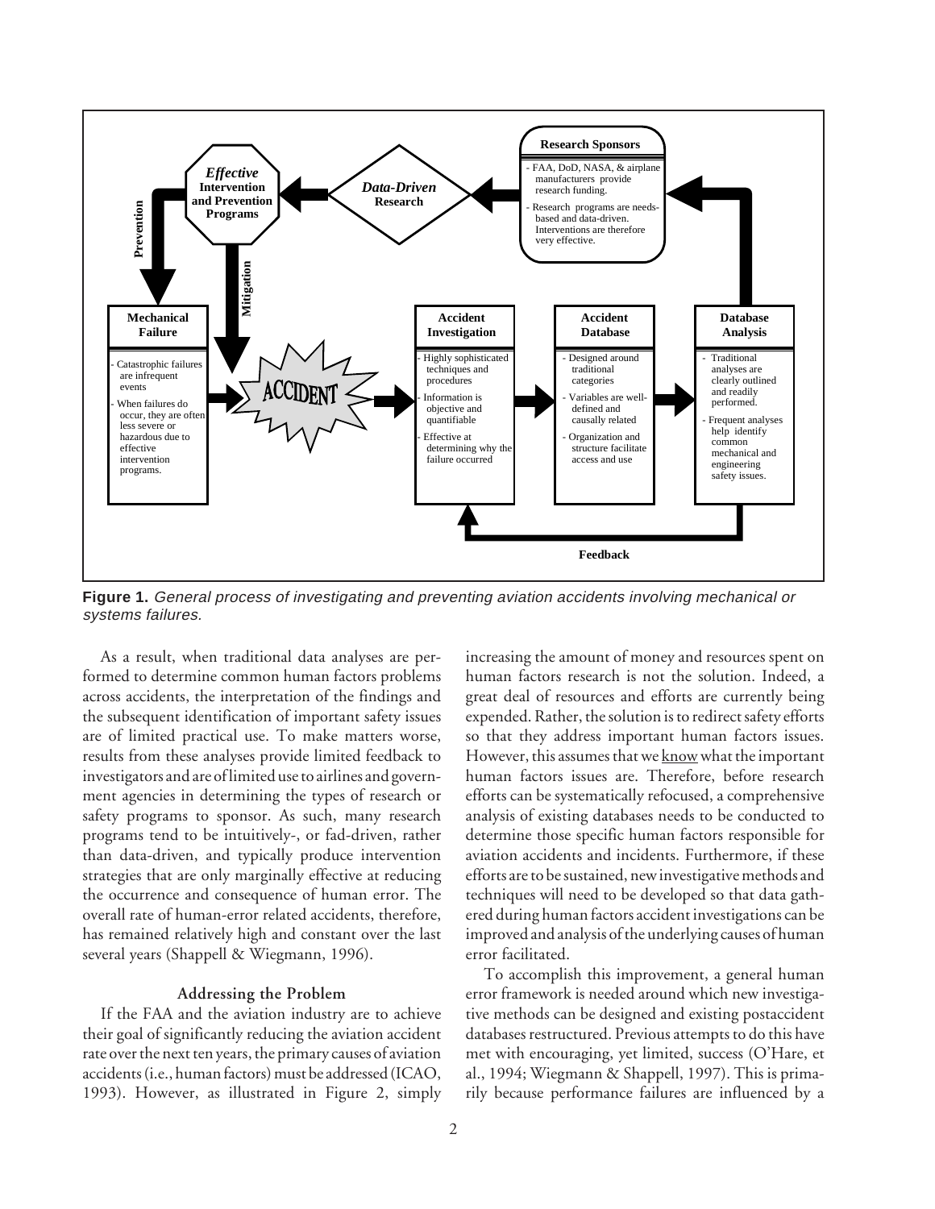**Figure 1.** *General process of investigating and preventing aviation accidents involving mechanical or systems failures.*

As a result, when traditional data analyses are performed to determine common human factors problems across accidents, the interpretation of the findings and the subsequent identification of important safety issues are of limited practical use. To make matters worse, results from these analyses provide limited feedback to investigators and are of limited use to airlines and government agencies in determining the types of research or safety programs to sponsor. As such, many research programs tend to be intuitively-, or fad-driven, rather than data-driven, and typically produce intervention strategies that are only marginally effective at reducing the occurrence and consequence of human error. The overall rate of human-error related accidents, therefore, has remained relatively high and constant over the last several years (Shappell & Wiegmann, 1996).

### Addressing the Problem

If the FAA and the aviation industry are to achieve their goal of significantly reducing the aviation accident rate over the next ten years, the primary causes of aviation accidents (i.e., human factors) must be addressed (ICAO, 1993). However, as illustrated in Figure 2, simply increasing the amount of money and resources spent on human factors research is not the solution. Indeed, a great deal of resources and efforts are currently being expended. Rather, the solution is to redirect safety efforts so that they address important human factors issues. However, this assumes that we know what the important human factors issues are. Therefore, before research efforts can be systematically refocused, a comprehensive analysis of existing databases needs to be conducted to determine those specific human factors responsible for aviation accidents and incidents. Furthermore, if these efforts are to be sustained, new investigative methods and techniques will need to be developed so that data gathered during human factors accident investigations can be improved and analysis of the underlying causes of human error facilitated.

To accomplish this improvement, a general human error framework is needed around which new investigative methods can be designed and existing postaccident databases restructured. Previous attempts to do this have met with encouraging, yet limited, success (O'Hare, et al., 1994; Wiegmann & Shappell, 1997). This is primarily because performance failures are influenced by a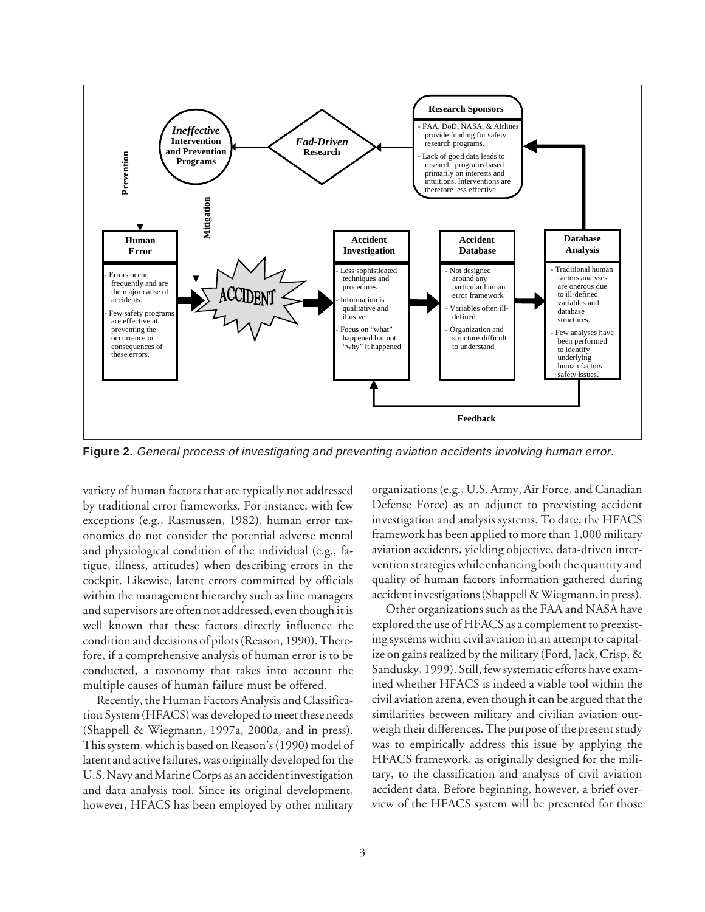**Figure 2.** *General process of investigating and preventing aviation accidents involving human error.*

variety of human factors that are typically not addressed by traditional error frameworks. For instance, with few exceptions (e.g., Rasmussen, 1982), human error taxonomies do not consider the potential adverse mental and physiological condition of the individual (e.g., fatigue, illness, attitudes) when describing errors in the cockpit. Likewise, latent errors committed by officials within the management hierarchy such as line managers and supervisors are often not addressed, even though it is well known that these factors directly influence the condition and decisions of pilots (Reason, 1990). Therefore, if a comprehensive analysis of human error is to be conducted, a taxonomy that takes into account the multiple causes of human failure must be offered.

Recently, the Human Factors Analysis and Classification System (HFACS) was developed to meet these needs (Shappell & Wiegmann, 1997a, 2000a, and in press). This system, which is based on Reason's (1990) model of latent and active failures, was originally developed for the U.S. Navy and Marine Corps as an accident investigation and data analysis tool. Since its original development, however, HFACS has been employed by other military organizations (e.g., U.S. Army, Air Force, and Canadian Defense Force) as an adjunct to preexisting accident investigation and analysis systems. To date, the HFACS framework has been applied to more than 1,000 military aviation accidents, yielding objective, data-driven intervention strategies while enhancing both the quantity and quality of human factors information gathered during accident investigations (Shappell & Wiegmann, in press).

Other organizations such as the FAA and NASA have explored the use of HFACS as a complement to preexisting systems within civil aviation in an attempt to capitalize on gains realized by the military (Ford, Jack, Crisp, & Sandusky, 1999). Still, few systematic efforts have examined whether HFACS is indeed a viable tool within the civil aviation arena, even though it can be argued that the similarities between military and civilian aviation outweigh their differences. The purpose of the present study was to empirically address this issue by applying the HFACS framework, as originally designed for the military, to the classification and analysis of civil aviation accident data. Before beginning, however, a brief overview of the HFACS system will be presented for those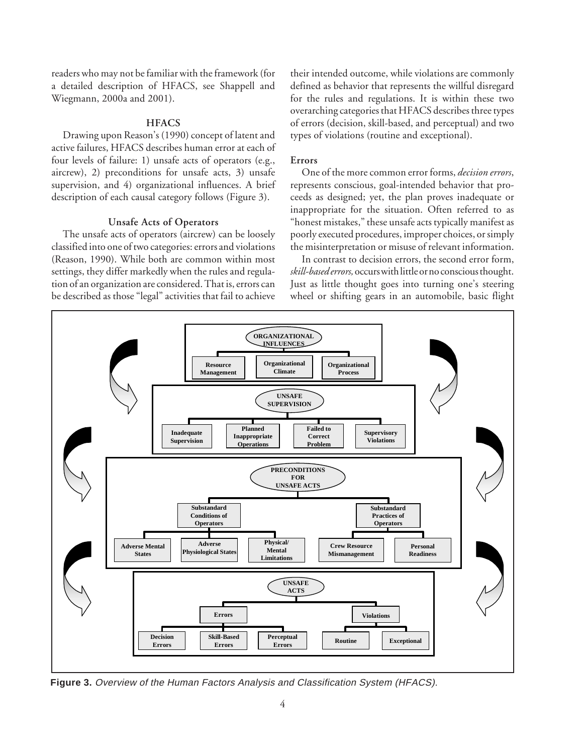readers who may not be familiar with the framework (for a detailed description of HFACS, see Shappell and Wiegmann, 2000a and 2001).

## HFACS

Drawing upon Reason's (1990) concept of latent and active failures, HFACS describes human error at each of four levels of failure: 1) unsafe acts of operators (e.g., aircrew), 2) preconditions for unsafe acts, 3) unsafe supervision, and 4) organizational influences. A brief description of each causal category follows (Figure 3).

### Unsafe Acts of Operators

The unsafe acts of operators (aircrew) can be loosely classified into one of two categories: errors and violations (Reason, 1990). While both are common within most settings, they differ markedly when the rules and regulation of an organization are considered. That is, errors can be described as those "legal" activities that fail to achieve their intended outcome, while violations are commonly defined as behavior that represents the willful disregard for the rules and regulations. It is within these two overarching categories that HFACS describes three types of errors (decision, skill-based, and perceptual) and two types of violations (routine and exceptional).

#### Errors

One of the more common error forms, *decision errors*, represents conscious, goal-intended behavior that proceeds as designed; yet, the plan proves inadequate or inappropriate for the situation. Often referred to as "honest mistakes," these unsafe acts typically manifest as poorly executed procedures, improper choices, or simply the misinterpretation or misuse of relevant information.

In contrast to decision errors, the second error form, *skill-based errors,* occurs with little or no conscious thought. Just as little thought goes into turning one's steering wheel or shifting gears in an automobile, basic flight

**Figure 3.** *Overview of the Human Factors Analysis and Classification System (HFACS).*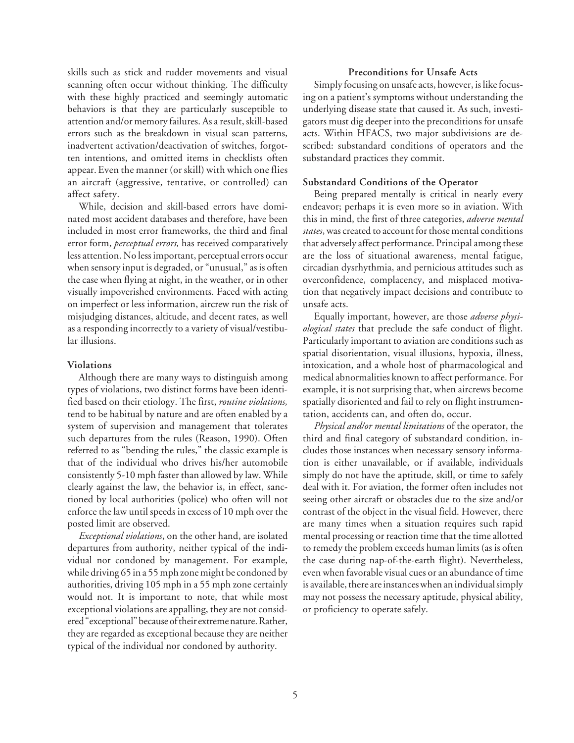skills such as stick and rudder movements and visual scanning often occur without thinking. The difficulty with these highly practiced and seemingly automatic behaviors is that they are particularly susceptible to attention and/or memory failures. As a result, skill-based errors such as the breakdown in visual scan patterns, inadvertent activation/deactivation of switches, forgotten intentions, and omitted items in checklists often appear. Even the manner (or skill) with which one flies an aircraft (aggressive, tentative, or controlled) can affect safety.

While, decision and skill-based errors have dominated most accident databases and therefore, have been included in most error frameworks, the third and final error form, *perceptual errors,* has received comparatively less attention. No less important, perceptual errors occur when sensory input is degraded, or "unusual," as is often the case when flying at night, in the weather, or in other visually impoverished environments. Faced with acting on imperfect or less information, aircrew run the risk of misjudging distances, altitude, and decent rates, as well as a responding incorrectly to a variety of visual/vestibular illusions.

### Violations

Although there are many ways to distinguish among types of violations, two distinct forms have been identified based on their etiology. The first, *routine violations,* tend to be habitual by nature and are often enabled by a system of supervision and management that tolerates such departures from the rules (Reason, 1990). Often referred to as "bending the rules," the classic example is that of the individual who drives his/her automobile consistently 5-10 mph faster than allowed by law. While clearly against the law, the behavior is, in effect, sanctioned by local authorities (police) who often will not enforce the law until speeds in excess of 10 mph over the posted limit are observed.

*Exceptional violations*, on the other hand, are isolated departures from authority, neither typical of the individual nor condoned by management. For example, while driving 65 in a 55 mph zone might be condoned by authorities, driving 105 mph in a 55 mph zone certainly would not. It is important to note, that while most exceptional violations are appalling, they are not considered "exceptional" because of their extreme nature. Rather, they are regarded as exceptional because they are neither typical of the individual nor condoned by authority.

## Preconditions for Unsafe Acts

Simply focusing on unsafe acts, however, is like focusing on a patient's symptoms without understanding the underlying disease state that caused it. As such, investigators must dig deeper into the preconditions for unsafe acts. Within HFACS, two major subdivisions are described: substandard conditions of operators and the substandard practices they commit.

### Substandard Conditions of the Operator

Being prepared mentally is critical in nearly every endeavor; perhaps it is even more so in aviation. With this in mind, the first of three categories, *adverse mental states*, was created to account for those mental conditions that adversely affect performance. Principal among these are the loss of situational awareness, mental fatigue, circadian dysrhythmia, and pernicious attitudes such as overconfidence, complacency, and misplaced motivation that negatively impact decisions and contribute to unsafe acts.

Equally important, however, are those *adverse physiological states* that preclude the safe conduct of flight. Particularly important to aviation are conditions such as spatial disorientation, visual illusions, hypoxia, illness, intoxication, and a whole host of pharmacological and medical abnormalities known to affect performance. For example, it is not surprising that, when aircrews become spatially disoriented and fail to rely on flight instrumentation, accidents can, and often do, occur.

*Physical and/or mental limitations* of the operator, the third and final category of substandard condition, includes those instances when necessary sensory information is either unavailable, or if available, individuals simply do not have the aptitude, skill, or time to safely deal with it. For aviation, the former often includes not seeing other aircraft or obstacles due to the size and/or contrast of the object in the visual field. However, there are many times when a situation requires such rapid mental processing or reaction time that the time allotted to remedy the problem exceeds human limits (as is often the case during nap-of-the-earth flight). Nevertheless, even when favorable visual cues or an abundance of time is available, there are instances when an individual simply may not possess the necessary aptitude, physical ability, or proficiency to operate safely.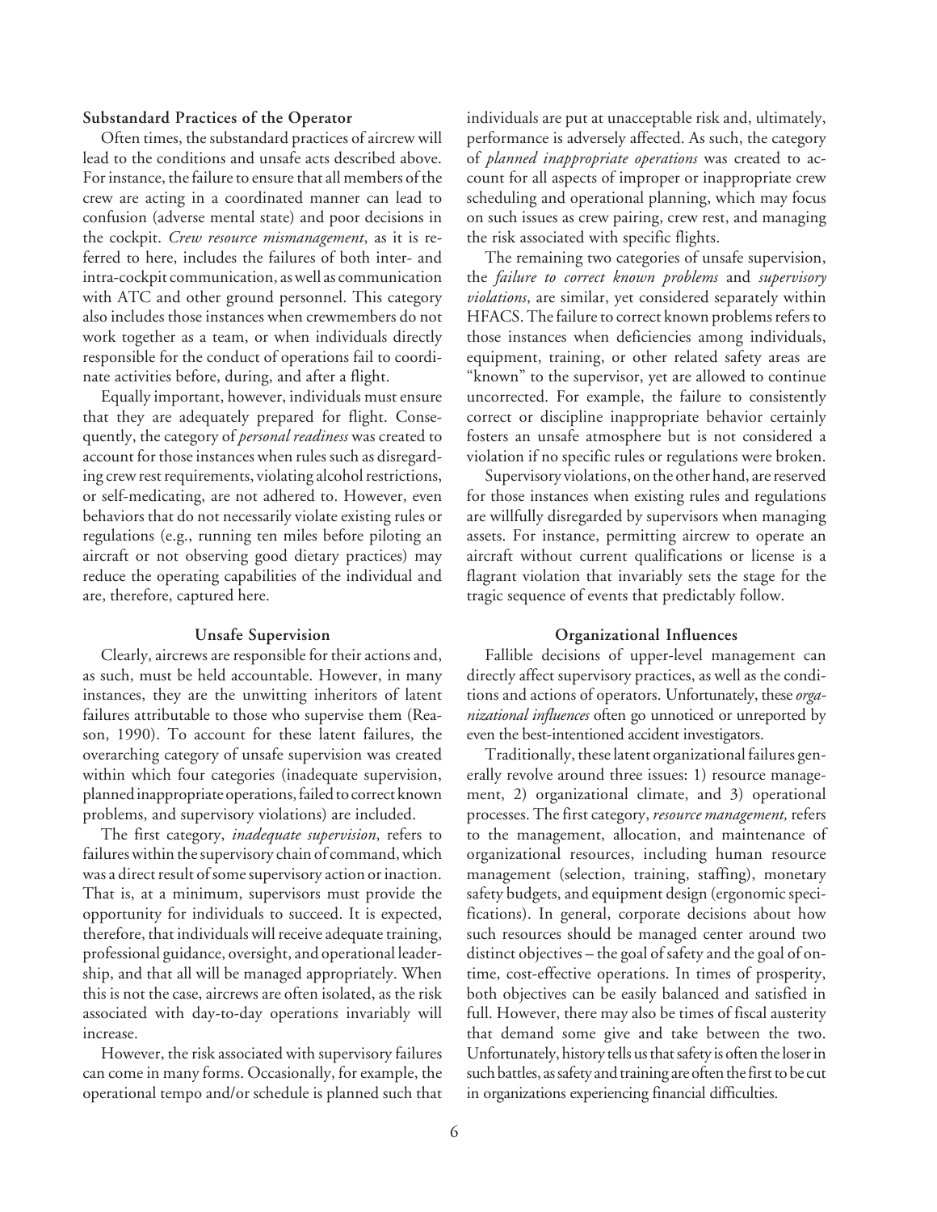### Substandard Practices of the Operator

Often times, the substandard practices of aircrew will lead to the conditions and unsafe acts described above. For instance, the failure to ensure that all members of the crew are acting in a coordinated manner can lead to confusion (adverse mental state) and poor decisions in the cockpit. *Crew resource mismanagement*, as it is referred to here, includes the failures of both inter- and intra-cockpit communication, as well as communication with ATC and other ground personnel. This category also includes those instances when crewmembers do not work together as a team, or when individuals directly responsible for the conduct of operations fail to coordinate activities before, during, and after a flight.

Equally important, however, individuals must ensure that they are adequately prepared for flight. Consequently, the category of *personal readiness* was created to account for those instances when rules such as disregarding crew rest requirements, violating alcohol restrictions, or self-medicating, are not adhered to. However, even behaviors that do not necessarily violate existing rules or regulations (e.g., running ten miles before piloting an aircraft or not observing good dietary practices) may reduce the operating capabilities of the individual and are, therefore, captured here.

## Unsafe Supervision

Clearly, aircrews are responsible for their actions and, as such, must be held accountable. However, in many instances, they are the unwitting inheritors of latent failures attributable to those who supervise them (Reason, 1990). To account for these latent failures, the overarching category of unsafe supervision was created within which four categories (inadequate supervision, planned inappropriate operations, failed to correct known problems, and supervisory violations) are included.

The first category, *inadequate supervision*, refers to failures within the supervisory chain of command, which was a direct result of some supervisory action or inaction. That is, at a minimum, supervisors must provide the opportunity for individuals to succeed. It is expected, therefore, that individuals will receive adequate training, professional guidance, oversight, and operational leadership, and that all will be managed appropriately. When this is not the case, aircrews are often isolated, as the risk associated with day-to-day operations invariably will increase.

However, the risk associated with supervisory failures can come in many forms. Occasionally, for example, the operational tempo and/or schedule is planned such that individuals are put at unacceptable risk and, ultimately, performance is adversely affected. As such, the category of *planned inappropriate operations* was created to account for all aspects of improper or inappropriate crew scheduling and operational planning, which may focus on such issues as crew pairing, crew rest, and managing the risk associated with specific flights.

The remaining two categories of unsafe supervision, the *failure to correct known problems* and *supervisory violations*, are similar, yet considered separately within HFACS. The failure to correct known problems refers to those instances when deficiencies among individuals, equipment, training, or other related safety areas are "known" to the supervisor, yet are allowed to continue uncorrected. For example, the failure to consistently correct or discipline inappropriate behavior certainly fosters an unsafe atmosphere but is not considered a violation if no specific rules or regulations were broken.

Supervisory violations, on the other hand, are reserved for those instances when existing rules and regulations are willfully disregarded by supervisors when managing assets. For instance, permitting aircrew to operate an aircraft without current qualifications or license is a flagrant violation that invariably sets the stage for the tragic sequence of events that predictably follow.

## Organizational Influences

Fallible decisions of upper-level management can directly affect supervisory practices, as well as the conditions and actions of operators. Unfortunately, these *organizational influences* often go unnoticed or unreported by even the best-intentioned accident investigators.

Traditionally, these latent organizational failures generally revolve around three issues: 1) resource management, 2) organizational climate, and 3) operational processes. The first category, *resource management,* refers to the management, allocation, and maintenance of organizational resources, including human resource management (selection, training, staffing), monetary safety budgets, and equipment design (ergonomic specifications). In general, corporate decisions about how such resources should be managed center around two distinct objectives – the goal of safety and the goal of on-time, cost-effective operations. In times of prosperity, both objectives can be easily balanced and satisfied in full. However, there may also be times of fiscal austerity that demand some give and take between the two. Unfortunately, history tells us that safety is often the loser in such battles, as safety and training are often the first to be cut in organizations experiencing financial difficulties.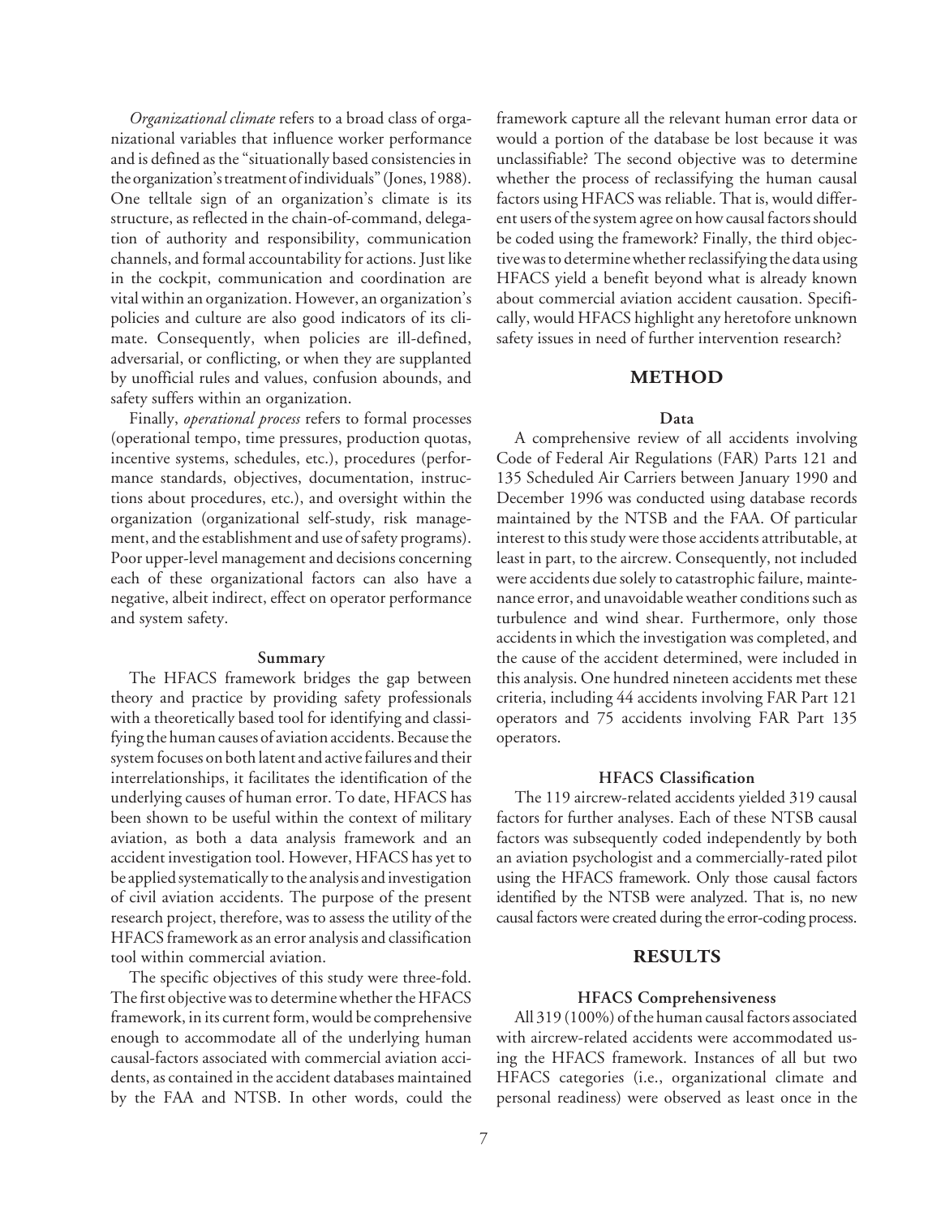*Organizational climate* refers to a broad class of organizational variables that influence worker performance and is defined as the "situationally based consistencies in the organization's treatment of individuals" (Jones, 1988). One telltale sign of an organization's climate is its structure, as reflected in the chain-of-command, delegation of authority and responsibility, communication channels, and formal accountability for actions. Just like in the cockpit, communication and coordination are vital within an organization. However, an organization's policies and culture are also good indicators of its climate. Consequently, when policies are ill-defined, adversarial, or conflicting, or when they are supplanted by unofficial rules and values, confusion abounds, and safety suffers within an organization.

Finally, *operational process* refers to formal processes (operational tempo, time pressures, production quotas, incentive systems, schedules, etc.), procedures (performance standards, objectives, documentation, instructions about procedures, etc.), and oversight within the organization (organizational self-study, risk management, and the establishment and use of safety programs). Poor upper-level management and decisions concerning each of these organizational factors can also have a negative, albeit indirect, effect on operator performance and system safety.

### Summary

The HFACS framework bridges the gap between theory and practice by providing safety professionals with a theoretically based tool for identifying and classifying the human causes of aviation accidents. Because the system focuses on both latent and active failures and their interrelationships, it facilitates the identification of the underlying causes of human error. To date, HFACS has been shown to be useful within the context of military aviation, as both a data analysis framework and an accident investigation tool. However, HFACS has yet to be applied systematically to the analysis and investigation of civil aviation accidents. The purpose of the present research project, therefore, was to assess the utility of the HFACS framework as an error analysis and classification tool within commercial aviation.

The specific objectives of this study were three-fold. The first objective was to determine whether the HFACS framework, in its current form, would be comprehensive enough to accommodate all of the underlying human causal-factors associated with commercial aviation accidents, as contained in the accident databases maintained by the FAA and NTSB. In other words, could the framework capture all the relevant human error data or would a portion of the database be lost because it was unclassifiable? The second objective was to determine whether the process of reclassifying the human causal factors using HFACS was reliable. That is, would different users of the system agree on how causal factors should be coded using the framework? Finally, the third objective was to determine whether reclassifying the data using HFACS yield a benefit beyond what is already known about commercial aviation accident causation. Specifically, would HFACS highlight any heretofore unknown safety issues in need of further intervention research?

## METHOD

### Data

A comprehensive review of all accidents involving Code of Federal Air Regulations (FAR) Parts 121 and 135 Scheduled Air Carriers between January 1990 and December 1996 was conducted using database records maintained by the NTSB and the FAA. Of particular interest to this study were those accidents attributable, at least in part, to the aircrew. Consequently, not included were accidents due solely to catastrophic failure, maintenance error, and unavoidable weather conditions such as turbulence and wind shear. Furthermore, only those accidents in which the investigation was completed, and the cause of the accident determined, were included in this analysis. One hundred nineteen accidents met these criteria, including 44 accidents involving FAR Part 121 operators and 75 accidents involving FAR Part 135 operators.

### HFACS Classification

The 119 aircrew-related accidents yielded 319 causal factors for further analyses. Each of these NTSB causal factors was subsequently coded independently by both an aviation psychologist and a commercially-rated pilot using the HFACS framework. Only those causal factors identified by the NTSB were analyzed. That is, no new causal factors were created during the error-coding process.

## RESULTS

### HFACS Comprehensiveness

All 319 (100%) of the human causal factors associated with aircrew-related accidents were accommodated using the HFACS framework. Instances of all but two HFACS categories (i.e., organizational climate and personal readiness) were observed as least once in the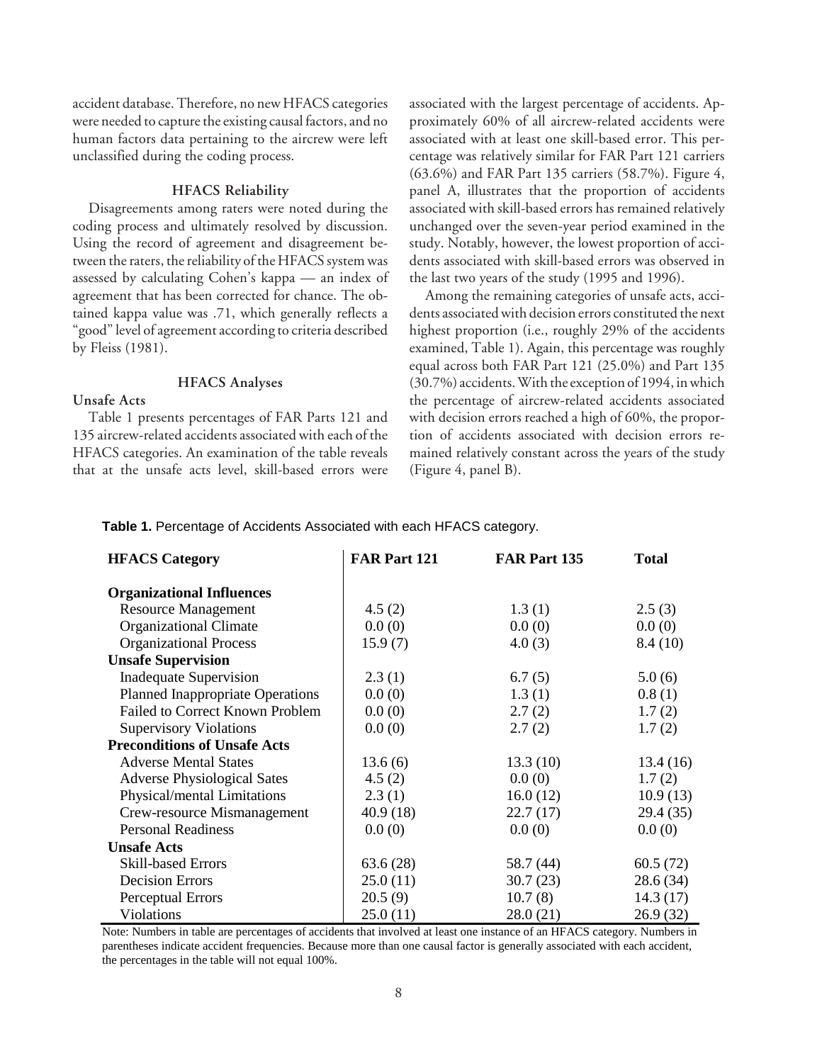accident database. Therefore, no new HFACS categories were needed to capture the existing causal factors, and no human factors data pertaining to the aircrew were left unclassified during the coding process.

### HFACS Reliability

Disagreements among raters were noted during the coding process and ultimately resolved by discussion. Using the record of agreement and disagreement between the raters, the reliability of the HFACS system was assessed by calculating Cohen's kappa — an index of agreement that has been corrected for chance. The obtained kappa value was .71, which generally reflects a "good" level of agreement according to criteria described by Fleiss (1981).

### HFACS Analyses

#### Unsafe Acts

Table 1 presents percentages of FAR Parts 121 and 135 aircrew-related accidents associated with each of the HFACS categories. An examination of the table reveals that at the unsafe acts level, skill-based errors were associated with the largest percentage of accidents. Approximately 60% of all aircrew-related accidents were associated with at least one skill-based error. This percentage was relatively similar for FAR Part 121 carriers (63.6%) and FAR Part 135 carriers (58.7%). Figure 4, panel A, illustrates that the proportion of accidents associated with skill-based errors has remained relatively unchanged over the seven-year period examined in the study. Notably, however, the lowest proportion of accidents associated with skill-based errors was observed in the last two years of the study (1995 and 1996).

Among the remaining categories of unsafe acts, accidents associated with decision errors constituted the next highest proportion (i.e., roughly 29% of the accidents examined, Table 1). Again, this percentage was roughly equal across both FAR Part 121 (25.0%) and Part 135 (30.7%) accidents. With the exception of 1994, in which the percentage of aircrew-related accidents associated with decision errors reached a high of 60%, the proportion of accidents associated with decision errors remained relatively constant across the years of the study (Figure 4, panel B).

**Table 1.** Percentage of Accidents Associated with each HFACS category.

| HFACS Category | FAR Part 121 | FAR Part 135 | Total |
|---|---|---|---|
| **Organizational Influences** | | | |
| Resource Management | 4.5 (2) | 1.3 (1) | 2.5 (3) |
| Organizational Climate | 0.0 (0) | 0.0 (0) | 0.0 (0) |
| Organizational Process | 15.9 (7) | 4.0 (3) | 8.4 (10) |
| **Unsafe Supervision** | | | |
| Inadequate Supervision | 2.3 (1) | 6.7 (5) | 5.0 (6) |
| Planned Inappropriate Operations | 0.0 (0) | 1.3 (1) | 0.8 (1) |
| Failed to Correct Known Problem | 0.0 (0) | 2.7 (2) | 1.7 (2) |
| Supervisory Violations | 0.0 (0) | 2.7 (2) | 1.7 (2) |
| **Preconditions of Unsafe Acts** | | | |
| Adverse Mental States | 13.6 (6) | 13.3 (10) | 13.4 (16) |
| Adverse Physiological Sates | 4.5 (2) | 0.0 (0) | 1.7 (2) |
| Physical/mental Limitations | 2.3 (1) | 16.0 (12) | 10.9 (13) |
| Crew-resource Mismanagement | 40.9 (18) | 22.7 (17) | 29.4 (35) |
| Personal Readiness | 0.0 (0) | 0.0 (0) | 0.0 (0) |
| **Unsafe Acts** | | | |
| Skill-based Errors | 63.6 (28) | 58.7 (44) | 60.5 (72) |
| Decision Errors | 25.0 (11) | 30.7 (23) | 28.6 (34) |
| Perceptual Errors | 20.5 (9) | 10.7 (8) | 14.3 (17) |
| Violations | 25.0 (11) | 28.0 (21) | 26.9 (32) |

Note: Numbers in table are percentages of accidents that involved at least one instance of an HFACS category. Numbers in parentheses indicate accident frequencies. Because more than one causal factor is generally associated with each accident, the percentages in the table will not equal 100%.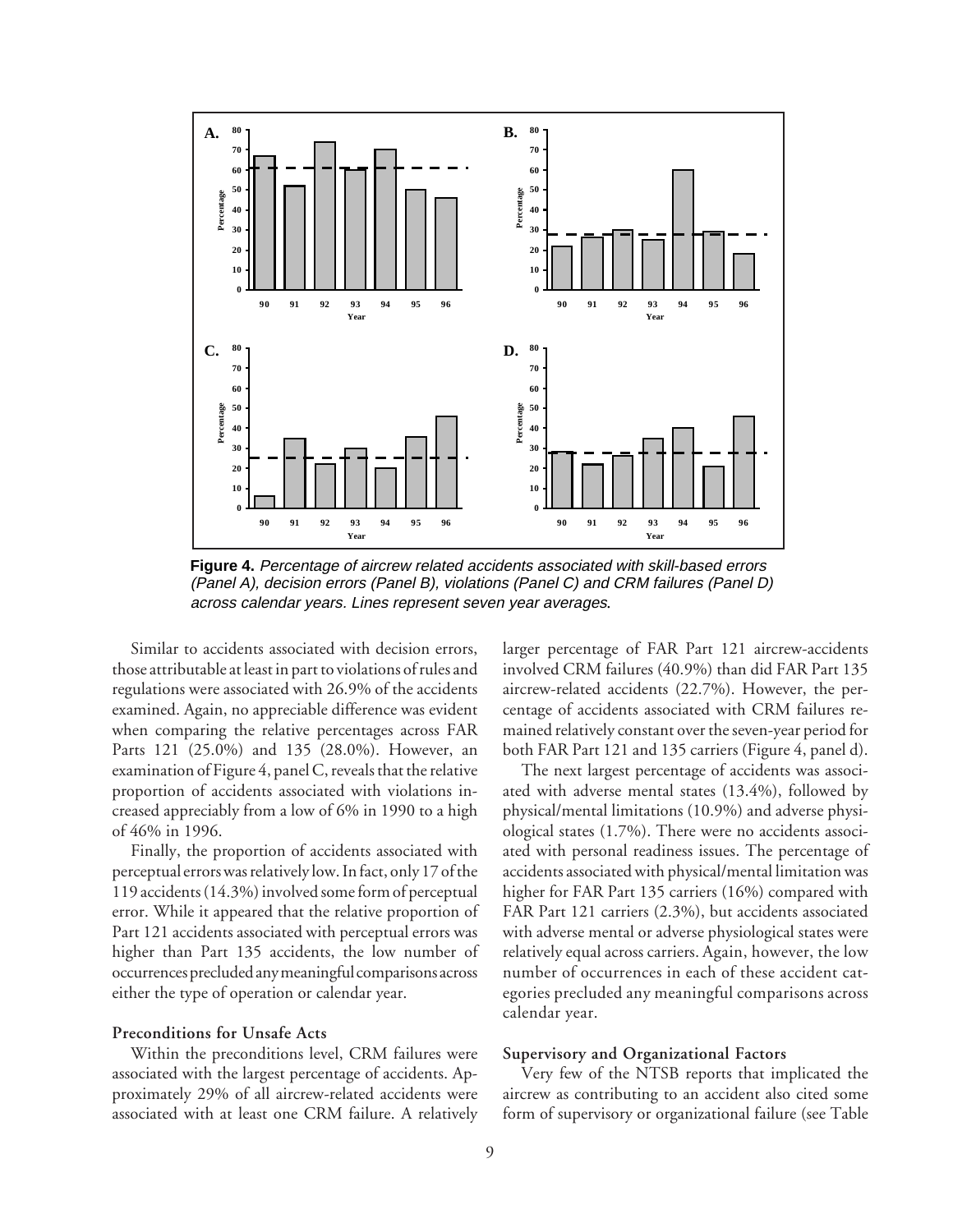**Figure 4.** *Percentage of aircrew related accidents associated with skill-based errors (Panel A), decision errors (Panel B), violations (Panel C) and CRM failures (Panel D) across calendar years. Lines represent seven year averages.*

Similar to accidents associated with decision errors, those attributable at least in part to violations of rules and regulations were associated with 26.9% of the accidents examined. Again, no appreciable difference was evident when comparing the relative percentages across FAR Parts 121 (25.0%) and 135 (28.0%). However, an examination of Figure 4, panel C, reveals that the relative proportion of accidents associated with violations increased appreciably from a low of 6% in 1990 to a high of 46% in 1996.

Finally, the proportion of accidents associated with perceptual errors was relatively low. In fact, only 17 of the 119 accidents (14.3%) involved some form of perceptual error. While it appeared that the relative proportion of Part 121 accidents associated with perceptual errors was higher than Part 135 accidents, the low number of occurrences precluded any meaningful comparisons across either the type of operation or calendar year.

#### Preconditions for Unsafe Acts

Within the preconditions level, CRM failures were associated with the largest percentage of accidents. Approximately 29% of all aircrew-related accidents were associated with at least one CRM failure. A relatively larger percentage of FAR Part 121 aircrew-accidents involved CRM failures (40.9%) than did FAR Part 135 aircrew-related accidents (22.7%). However, the percentage of accidents associated with CRM failures remained relatively constant over the seven-year period for both FAR Part 121 and 135 carriers (Figure 4, panel d).

The next largest percentage of accidents was associated with adverse mental states (13.4%), followed by physical/mental limitations (10.9%) and adverse physiological states (1.7%). There were no accidents associated with personal readiness issues. The percentage of accidents associated with physical/mental limitation was higher for FAR Part 135 carriers (16%) compared with FAR Part 121 carriers (2.3%), but accidents associated with adverse mental or adverse physiological states were relatively equal across carriers. Again, however, the low number of occurrences in each of these accident categories precluded any meaningful comparisons across calendar year.

#### Supervisory and Organizational Factors

Very few of the NTSB reports that implicated the aircrew as contributing to an accident also cited some form of supervisory or organizational failure (see Table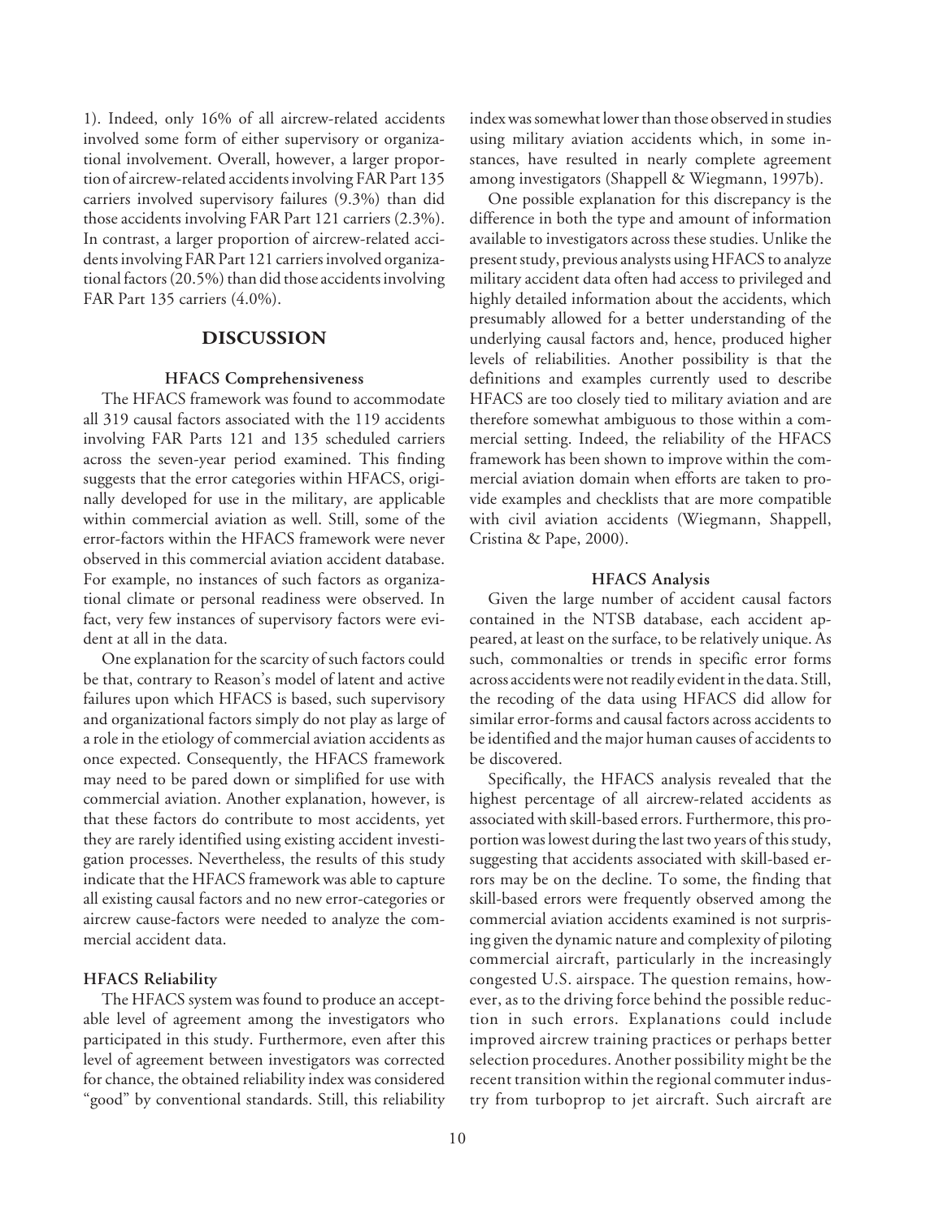1). Indeed, only 16% of all aircrew-related accidents involved some form of either supervisory or organizational involvement. Overall, however, a larger proportion of aircrew-related accidents involving FAR Part 135 carriers involved supervisory failures (9.3%) than did those accidents involving FAR Part 121 carriers (2.3%). In contrast, a larger proportion of aircrew-related accidents involving FAR Part 121 carriers involved organizational factors (20.5%) than did those accidents involving FAR Part 135 carriers (4.0%).

## DISCUSSION

### HFACS Comprehensiveness

The HFACS framework was found to accommodate all 319 causal factors associated with the 119 accidents involving FAR Parts 121 and 135 scheduled carriers across the seven-year period examined. This finding suggests that the error categories within HFACS, originally developed for use in the military, are applicable within commercial aviation as well. Still, some of the error-factors within the HFACS framework were never observed in this commercial aviation accident database. For example, no instances of such factors as organizational climate or personal readiness were observed. In fact, very few instances of supervisory factors were evident at all in the data.

One explanation for the scarcity of such factors could be that, contrary to Reason's model of latent and active failures upon which HFACS is based, such supervisory and organizational factors simply do not play as large of a role in the etiology of commercial aviation accidents as once expected. Consequently, the HFACS framework may need to be pared down or simplified for use with commercial aviation. Another explanation, however, is that these factors do contribute to most accidents, yet they are rarely identified using existing accident investigation processes. Nevertheless, the results of this study indicate that the HFACS framework was able to capture all existing causal factors and no new error-categories or aircrew cause-factors were needed to analyze the commercial accident data.

### HFACS Reliability

The HFACS system was found to produce an acceptable level of agreement among the investigators who participated in this study. Furthermore, even after this level of agreement between investigators was corrected for chance, the obtained reliability index was considered "good" by conventional standards. Still, this reliability index was somewhat lower than those observed in studies using military aviation accidents which, in some instances, have resulted in nearly complete agreement among investigators (Shappell & Wiegmann, 1997b).

One possible explanation for this discrepancy is the difference in both the type and amount of information available to investigators across these studies. Unlike the present study, previous analysts using HFACS to analyze military accident data often had access to privileged and highly detailed information about the accidents, which presumably allowed for a better understanding of the underlying causal factors and, hence, produced higher levels of reliabilities. Another possibility is that the definitions and examples currently used to describe HFACS are too closely tied to military aviation and are therefore somewhat ambiguous to those within a commercial setting. Indeed, the reliability of the HFACS framework has been shown to improve within the commercial aviation domain when efforts are taken to provide examples and checklists that are more compatible with civil aviation accidents (Wiegmann, Shappell, Cristina & Pape, 2000).

### HFACS Analysis

Given the large number of accident causal factors contained in the NTSB database, each accident appeared, at least on the surface, to be relatively unique. As such, commonalties or trends in specific error forms across accidents were not readily evident in the data. Still, the recoding of the data using HFACS did allow for similar error-forms and causal factors across accidents to be identified and the major human causes of accidents to be discovered.

Specifically, the HFACS analysis revealed that the highest percentage of all aircrew-related accidents as associated with skill-based errors. Furthermore, this proportion was lowest during the last two years of this study, suggesting that accidents associated with skill-based errors may be on the decline. To some, the finding that skill-based errors were frequently observed among the commercial aviation accidents examined is not surprising given the dynamic nature and complexity of piloting commercial aircraft, particularly in the increasingly congested U.S. airspace. The question remains, however, as to the driving force behind the possible reduction in such errors. Explanations could include improved aircrew training practices or perhaps better selection procedures. Another possibility might be the recent transition within the regional commuter industry from turboprop to jet aircraft. Such aircraft are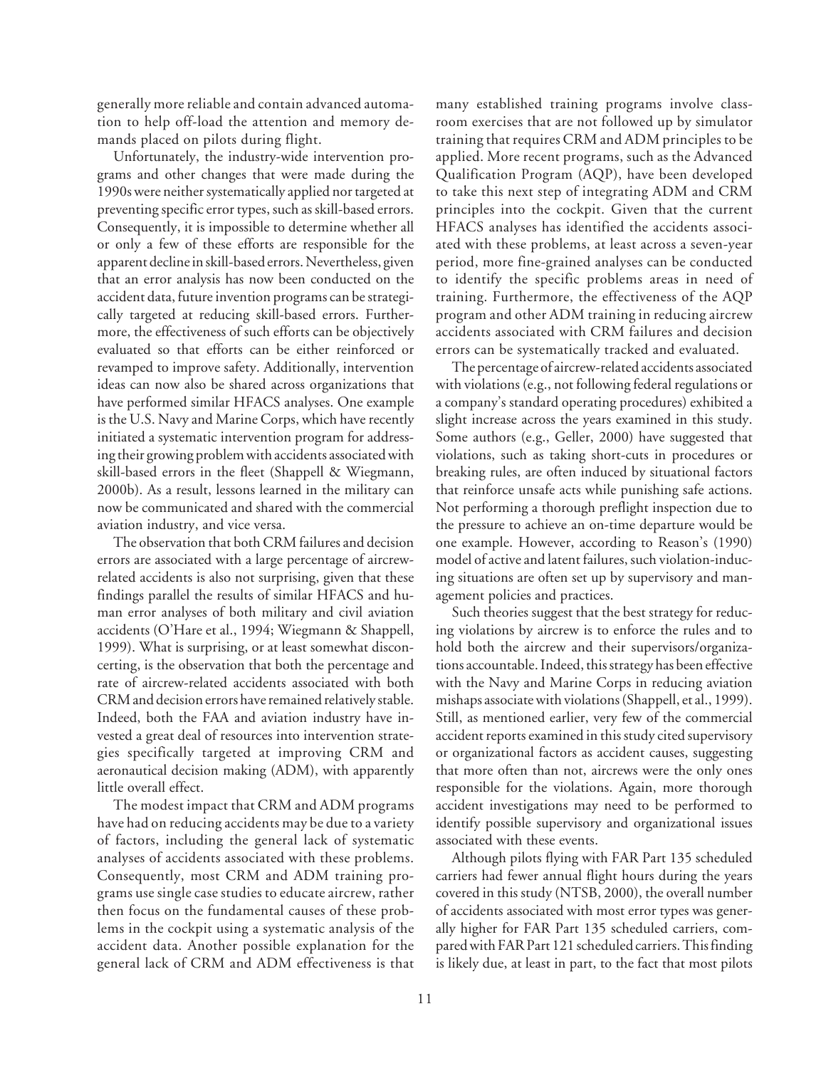generally more reliable and contain advanced automation to help off-load the attention and memory demands placed on pilots during flight.

Unfortunately, the industry-wide intervention programs and other changes that were made during the 1990s were neither systematically applied nor targeted at preventing specific error types, such as skill-based errors. Consequently, it is impossible to determine whether all or only a few of these efforts are responsible for the apparent decline in skill-based errors. Nevertheless, given that an error analysis has now been conducted on the accident data, future invention programs can be strategically targeted at reducing skill-based errors. Furthermore, the effectiveness of such efforts can be objectively evaluated so that efforts can be either reinforced or revamped to improve safety. Additionally, intervention ideas can now also be shared across organizations that have performed similar HFACS analyses. One example is the U.S. Navy and Marine Corps, which have recently initiated a systematic intervention program for addressing their growing problem with accidents associated with skill-based errors in the fleet (Shappell & Wiegmann, 2000b). As a result, lessons learned in the military can now be communicated and shared with the commercial aviation industry, and vice versa.

The observation that both CRM failures and decision errors are associated with a large percentage of aircrew-related accidents is also not surprising, given that these findings parallel the results of similar HFACS and human error analyses of both military and civil aviation accidents (O'Hare et al., 1994; Wiegmann & Shappell, 1999). What is surprising, or at least somewhat disconcerting, is the observation that both the percentage and rate of aircrew-related accidents associated with both CRM and decision errors have remained relatively stable. Indeed, both the FAA and aviation industry have invested a great deal of resources into intervention strategies specifically targeted at improving CRM and aeronautical decision making (ADM), with apparently little overall effect.

The modest impact that CRM and ADM programs have had on reducing accidents may be due to a variety of factors, including the general lack of systematic analyses of accidents associated with these problems. Consequently, most CRM and ADM training programs use single case studies to educate aircrew, rather then focus on the fundamental causes of these problems in the cockpit using a systematic analysis of the accident data. Another possible explanation for the general lack of CRM and ADM effectiveness is that many established training programs involve classroom exercises that are not followed up by simulator training that requires CRM and ADM principles to be applied. More recent programs, such as the Advanced Qualification Program (AQP), have been developed to take this next step of integrating ADM and CRM principles into the cockpit. Given that the current HFACS analyses has identified the accidents associated with these problems, at least across a seven-year period, more fine-grained analyses can be conducted to identify the specific problems areas in need of training. Furthermore, the effectiveness of the AQP program and other ADM training in reducing aircrew accidents associated with CRM failures and decision errors can be systematically tracked and evaluated.

The percentage of aircrew-related accidents associated with violations (e.g., not following federal regulations or a company's standard operating procedures) exhibited a slight increase across the years examined in this study. Some authors (e.g., Geller, 2000) have suggested that violations, such as taking short-cuts in procedures or breaking rules, are often induced by situational factors that reinforce unsafe acts while punishing safe actions. Not performing a thorough preflight inspection due to the pressure to achieve an on-time departure would be one example. However, according to Reason's (1990) model of active and latent failures, such violation-inducing situations are often set up by supervisory and management policies and practices.

Such theories suggest that the best strategy for reducing violations by aircrew is to enforce the rules and to hold both the aircrew and their supervisors/organizations accountable. Indeed, this strategy has been effective with the Navy and Marine Corps in reducing aviation mishaps associate with violations (Shappell, et al., 1999). Still, as mentioned earlier, very few of the commercial accident reports examined in this study cited supervisory or organizational factors as accident causes, suggesting that more often than not, aircrews were the only ones responsible for the violations. Again, more thorough accident investigations may need to be performed to identify possible supervisory and organizational issues associated with these events.

Although pilots flying with FAR Part 135 scheduled carriers had fewer annual flight hours during the years covered in this study (NTSB, 2000), the overall number of accidents associated with most error types was generally higher for FAR Part 135 scheduled carriers, compared with FAR Part 121 scheduled carriers. This finding is likely due, at least in part, to the fact that most pilots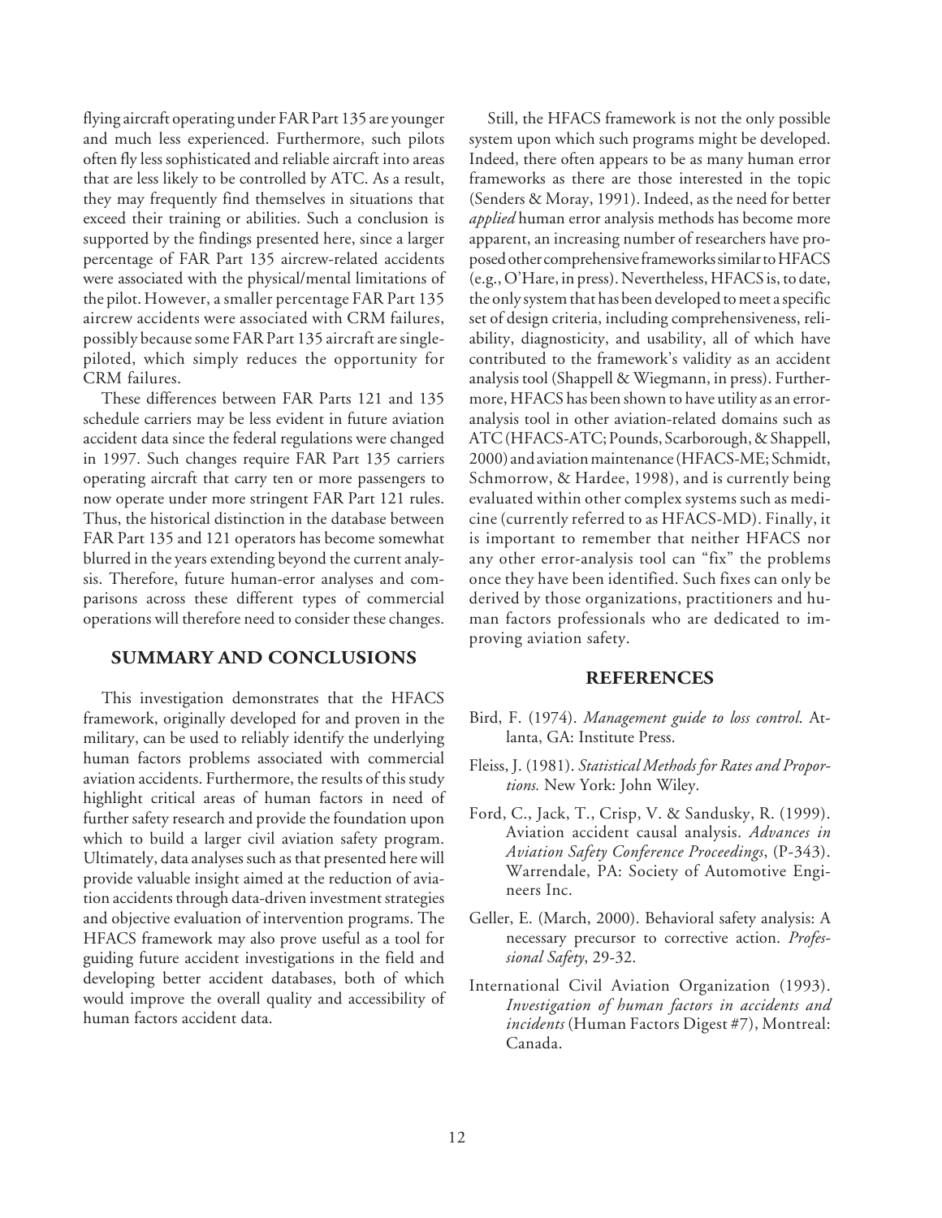flying aircraft operating under FAR Part 135 are younger and much less experienced. Furthermore, such pilots often fly less sophisticated and reliable aircraft into areas that are less likely to be controlled by ATC. As a result, they may frequently find themselves in situations that exceed their training or abilities. Such a conclusion is supported by the findings presented here, since a larger percentage of FAR Part 135 aircrew-related accidents were associated with the physical/mental limitations of the pilot. However, a smaller percentage FAR Part 135 aircrew accidents were associated with CRM failures, possibly because some FAR Part 135 aircraft are single-piloted, which simply reduces the opportunity for CRM failures.

These differences between FAR Parts 121 and 135 schedule carriers may be less evident in future aviation accident data since the federal regulations were changed in 1997. Such changes require FAR Part 135 carriers operating aircraft that carry ten or more passengers to now operate under more stringent FAR Part 121 rules. Thus, the historical distinction in the database between FAR Part 135 and 121 operators has become somewhat blurred in the years extending beyond the current analysis. Therefore, future human-error analyses and comparisons across these different types of commercial operations will therefore need to consider these changes.

## SUMMARY AND CONCLUSIONS

This investigation demonstrates that the HFACS framework, originally developed for and proven in the military, can be used to reliably identify the underlying human factors problems associated with commercial aviation accidents. Furthermore, the results of this study highlight critical areas of human factors in need of further safety research and provide the foundation upon which to build a larger civil aviation safety program. Ultimately, data analyses such as that presented here will provide valuable insight aimed at the reduction of aviation accidents through data-driven investment strategies and objective evaluation of intervention programs. The HFACS framework may also prove useful as a tool for guiding future accident investigations in the field and developing better accident databases, both of which would improve the overall quality and accessibility of human factors accident data.

Still, the HFACS framework is not the only possible system upon which such programs might be developed. Indeed, there often appears to be as many human error frameworks as there are those interested in the topic (Senders & Moray, 1991). Indeed, as the need for better *applied* human error analysis methods has become more apparent, an increasing number of researchers have proposed other comprehensive frameworks similar to HFACS (e.g., O'Hare, in press). Nevertheless, HFACS is, to date, the only system that has been developed to meet a specific set of design criteria, including comprehensiveness, reliability, diagnosticity, and usability, all of which have contributed to the framework's validity as an accident analysis tool (Shappell & Wiegmann, in press). Furthermore, HFACS has been shown to have utility as an error-analysis tool in other aviation-related domains such as ATC (HFACS-ATC; Pounds, Scarborough, & Shappell, 2000) and aviation maintenance (HFACS-ME; Schmidt, Schmorrow, & Hardee, 1998), and is currently being evaluated within other complex systems such as medicine (currently referred to as HFACS-MD). Finally, it is important to remember that neither HFACS nor any other error-analysis tool can "fix" the problems once they have been identified. Such fixes can only be derived by those organizations, practitioners and human factors professionals who are dedicated to improving aviation safety.

## REFERENCES

Bird, F. (1974). *Management guide to loss control*. Atlanta, GA: Institute Press.

Fleiss, J. (1981). *Statistical Methods for Rates and Proportions.* New York: John Wiley.

Ford, C., Jack, T., Crisp, V. & Sandusky, R. (1999). Aviation accident causal analysis. *Advances in Aviation Safety Conference Proceedings*, (P-343). Warrendale, PA: Society of Automotive Engineers Inc.

Geller, E. (March, 2000). Behavioral safety analysis: A necessary precursor to corrective action. *Professional Safety*, 29-32.

International Civil Aviation Organization (1993). *Investigation of human factors in accidents and incidents* (Human Factors Digest #7), Montreal: Canada.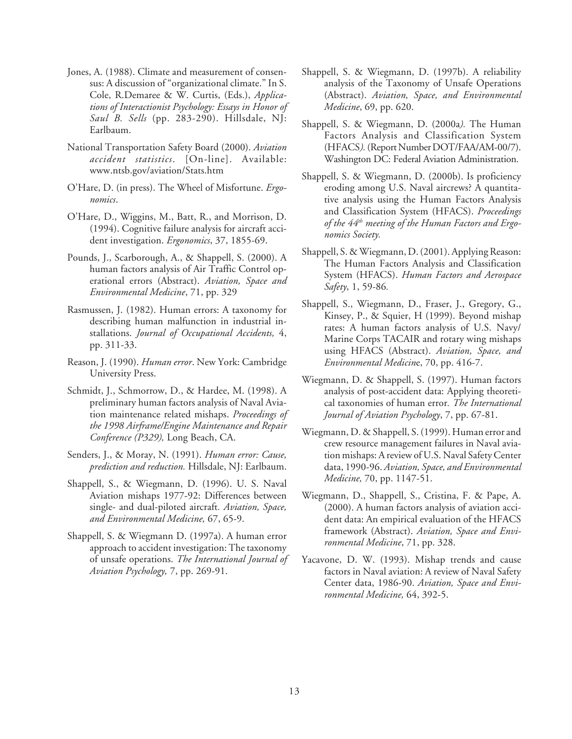Jones, A. (1988). Climate and measurement of consensus: A discussion of "organizational climate." In S. Cole, R.Demaree & W. Curtis, (Eds.), *Applications of Interactionist Psychology: Essays in Honor of Saul B. Sells* (pp. 283-290). Hillsdale, NJ: Earlbaum.

National Transportation Safety Board (2000). *Aviation accident statistics*. [On-line]. Available: www.ntsb.gov/aviation/Stats.htm

O'Hare, D. (in press). The Wheel of Misfortune. *Ergonomics*.

O'Hare, D., Wiggins, M., Batt, R., and Morrison, D. (1994). Cognitive failure analysis for aircraft accident investigation. *Ergonomics*, 37, 1855-69.

Pounds, J., Scarborough, A., & Shappell, S. (2000). A human factors analysis of Air Traffic Control operational errors (Abstract). *Aviation, Space and Environmental Medicine*, 71, pp. 329

Rasmussen, J. (1982). Human errors: A taxonomy for describing human malfunction in industrial installations. *Journal of Occupational Accidents,* 4, pp. 311-33.

Reason, J. (1990). *Human error*. New York: Cambridge University Press.

Schmidt, J., Schmorrow, D., & Hardee, M. (1998). A preliminary human factors analysis of Naval Aviation maintenance related mishaps. *Proceedings of the 1998 Airframe/Engine Maintenance and Repair Conference (P329),* Long Beach, CA.

Senders, J., & Moray, N. (1991). *Human error: Cause, prediction and reduction.* Hillsdale, NJ: Earlbaum.

Shappell, S., & Wiegmann, D. (1996). U. S. Naval Aviation mishaps 1977-92: Differences between single- and dual-piloted aircraft. *Aviation, Space, and Environmental Medicine,* 67, 65-9.

Shappell, S. & Wiegmann D. (1997a). A human error approach to accident investigation: The taxonomy of unsafe operations. *The International Journal of Aviation Psychology,* 7, pp. 269-91.

Shappell, S. & Wiegmann, D. (1997b). A reliability analysis of the Taxonomy of Unsafe Operations (Abstract). *Aviation, Space, and Environmental Medicine*, 69, pp. 620.

Shappell, S. & Wiegmann, D. (2000a*).* The Human Factors Analysis and Classification System (HFACS*).* (Report Number DOT/FAA/AM-00/7). Washington DC: Federal Aviation Administration.

Shappell, S. & Wiegmann, D. (2000b). Is proficiency eroding among U.S. Naval aircrews? A quantitative analysis using the Human Factors Analysis and Classification System (HFACS). *Proceedings of the 44th meeting of the Human Factors and Ergonomics Society.*

Shappell, S. & Wiegmann, D. (2001). Applying Reason: The Human Factors Analysis and Classification System (HFACS). *Human Factors and Aerospace Safety*, 1, 59-86*.*

Shappell, S., Wiegmann, D., Fraser, J., Gregory, G., Kinsey, P., & Squier, H (1999). Beyond mishap rates: A human factors analysis of U.S. Navy/ Marine Corps TACAIR and rotary wing mishaps using HFACS (Abstract). *Aviation, Space, and Environmental Medicin*e, 70, pp. 416-7.

Wiegmann, D. & Shappell, S. (1997). Human factors analysis of post-accident data: Applying theoretical taxonomies of human error*. The International Journal of Aviation Psychology*, 7, pp. 67-81.

Wiegmann, D. & Shappell, S. (1999). Human error and crew resource management failures in Naval aviation mishaps: A review of U.S. Naval Safety Center data, 1990-96. *Aviation, Space, and Environmental Medicine,* 70, pp. 1147-51.

Wiegmann, D., Shappell, S., Cristina, F. & Pape, A. (2000). A human factors analysis of aviation accident data: An empirical evaluation of the HFACS framework (Abstract). *Aviation, Space and Environmental Medicine*, 71, pp. 328.

Yacavone, D. W. (1993). Mishap trends and cause factors in Naval aviation: A review of Naval Safety Center data, 1986-90. *Aviation, Space and Environmental Medicine,* 64, 392-5.